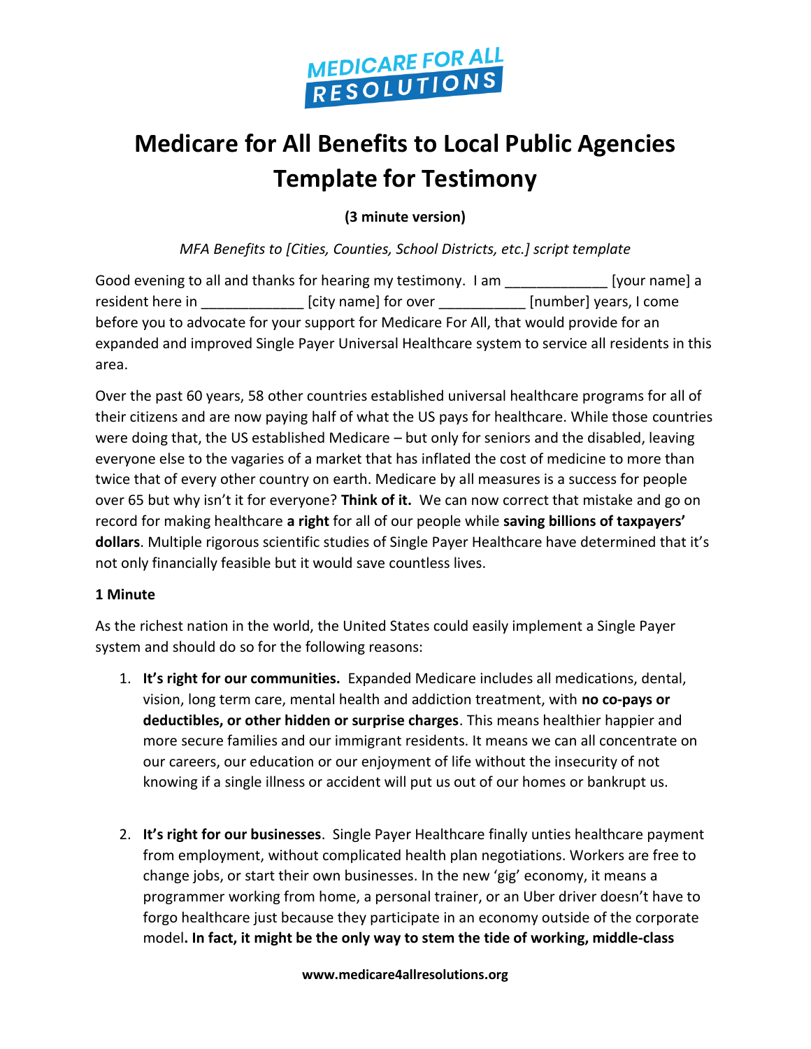MEDICARE FOR ALL RESOLUTIONS

# Medicare for All Benefits to Local Public Agencies Template for Testimony

**(3 minute version)**

*MFA Benefits to [Cities, Counties, School Districts, etc.] script template*

Good evening to all and thanks for hearing my testimony. I am _____________ [your name] a resident here in _____________ [city name] for over ___________ [number] years, I come before you to advocate for your support for Medicare For All, that would provide for an expanded and improved Single Payer Universal Healthcare system to service all residents in this area.

Over the past 60 years, 58 other countries established universal healthcare programs for all of their citizens and are now paying half of what the US pays for healthcare. While those countries were doing that, the US established Medicare – but only for seniors and the disabled, leaving everyone else to the vagaries of a market that has inflated the cost of medicine to more than twice that of every other country on earth. Medicare by all measures is a success for people over 65 but why isn't it for everyone? **Think of it.** We can now correct that mistake and go on record for making healthcare **a right** for all of our people while **saving billions of taxpayers' dollars**. Multiple rigorous scientific studies of Single Payer Healthcare have determined that it's not only financially feasible but it would save countless lives.

**1 Minute**

As the richest nation in the world, the United States could easily implement a Single Payer system and should do so for the following reasons:

1. **It's right for our communities.** Expanded Medicare includes all medications, dental, vision, long term care, mental health and addiction treatment, with **no co-pays or deductibles, or other hidden or surprise charges**. This means healthier happier and more secure families and our immigrant residents. It means we can all concentrate on our careers, our education or our enjoyment of life without the insecurity of not knowing if a single illness or accident will put us out of our homes or bankrupt us.

2. **It's right for our businesses**. Single Payer Healthcare finally unties healthcare payment from employment, without complicated health plan negotiations. Workers are free to change jobs, or start their own businesses. In the new 'gig' economy, it means a programmer working from home, a personal trainer, or an Uber driver doesn't have to forgo healthcare just because they participate in an economy outside of the corporate model**. In fact, it might be the only way to stem the tide of working, middle-class**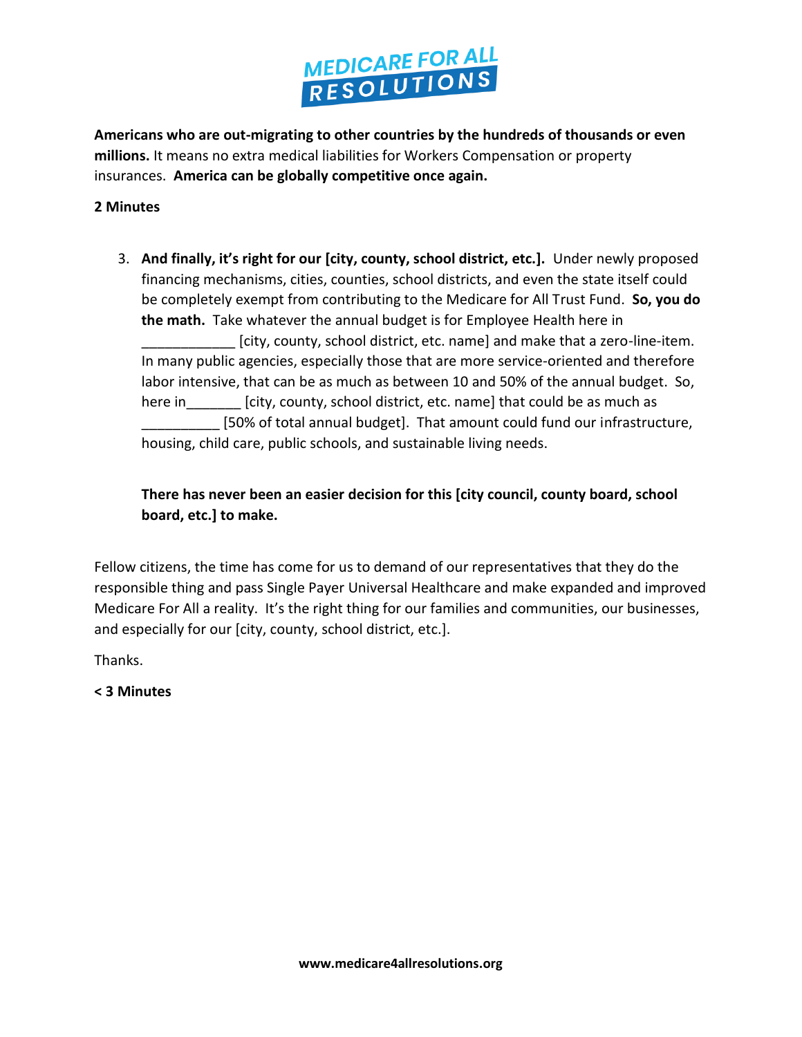**Americans who are out-migrating to other countries by the hundreds of thousands or even millions.** It means no extra medical liabilities for Workers Compensation or property insurances. **America can be globally competitive once again.**

**2 Minutes**

3. **And finally, it's right for our [city, county, school district, etc.].** Under newly proposed financing mechanisms, cities, counties, school districts, and even the state itself could be completely exempt from contributing to the Medicare for All Trust Fund. **So, you do the math.** Take whatever the annual budget is for Employee Health here in ____________ [city, county, school district, etc. name] and make that a zero-line-item. In many public agencies, especially those that are more service-oriented and therefore labor intensive, that can be as much as between 10 and 50% of the annual budget. So, here in_______ [city, county, school district, etc. name] that could be as much as __________ [50% of total annual budget]. That amount could fund our infrastructure, housing, child care, public schools, and sustainable living needs.

   **There has never been an easier decision for this [city council, county board, school board, etc.] to make.**

Fellow citizens, the time has come for us to demand of our representatives that they do the responsible thing and pass Single Payer Universal Healthcare and make expanded and improved Medicare For All a reality. It's the right thing for our families and communities, our businesses, and especially for our [city, county, school district, etc.].

Thanks.

**< 3 Minutes**